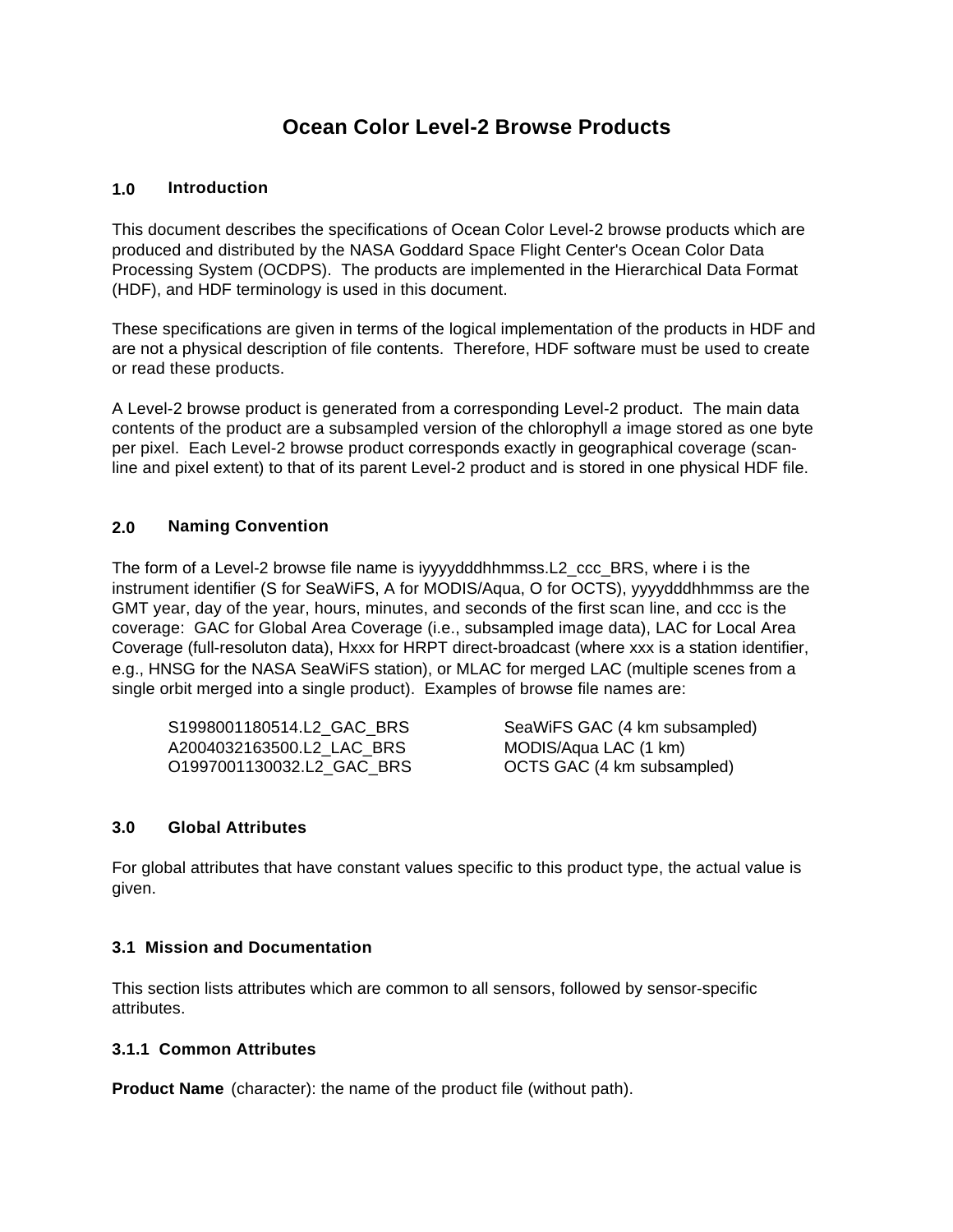# Ocean Color Level-2 Browse Products

## 1.0 Introduction

This document describes the specifications of Ocean Color Level-2 browse products which are produced and distributed by the NASA Goddard Space Flight Center's Ocean Color Data Processing System (OCDPS). The products are implemented in the Hierarchical Data Format (HDF), and HDF terminology is used in this document.

These specifications are given in terms of the logical implementation of the products in HDF and are not a physical description of file contents. Therefore, HDF software must be used to create or read these products.

A Level-2 browse product is generated from a corresponding Level-2 product. The main data contents of the product are a subsampled version of the chlorophyll *a* image stored as one byte per pixel. Each Level-2 browse product corresponds exactly in geographical coverage (scan-line and pixel extent) to that of its parent Level-2 product and is stored in one physical HDF file.

## 2.0 Naming Convention

The form of a Level-2 browse file name is iyyyydddhhmmss.L2_ccc_BRS, where i is the instrument identifier (S for SeaWiFS, A for MODIS/Aqua, O for OCTS), yyyydddhhmmss are the GMT year, day of the year, hours, minutes, and seconds of the first scan line, and ccc is the coverage: GAC for Global Area Coverage (i.e., subsampled image data), LAC for Local Area Coverage (full-resoluton data), Hxxx for HRPT direct-broadcast (where xxx is a station identifier, e.g., HNSG for the NASA SeaWiFS station), or MLAC for merged LAC (multiple scenes from a single orbit merged into a single product). Examples of browse file names are:

| | |
|---|---|
| S1998001180514.L2_GAC_BRS | SeaWiFS GAC (4 km subsampled) |
| A2004032163500.L2_LAC_BRS | MODIS/Aqua LAC (1 km) |
| O1997001130032.L2_GAC_BRS | OCTS GAC (4 km subsampled) |

## 3.0 Global Attributes

For global attributes that have constant values specific to this product type, the actual value is given.

### 3.1 Mission and Documentation

This section lists attributes which are common to all sensors, followed by sensor-specific attributes.

#### 3.1.1 Common Attributes

**Product Name** (character): the name of the product file (without path).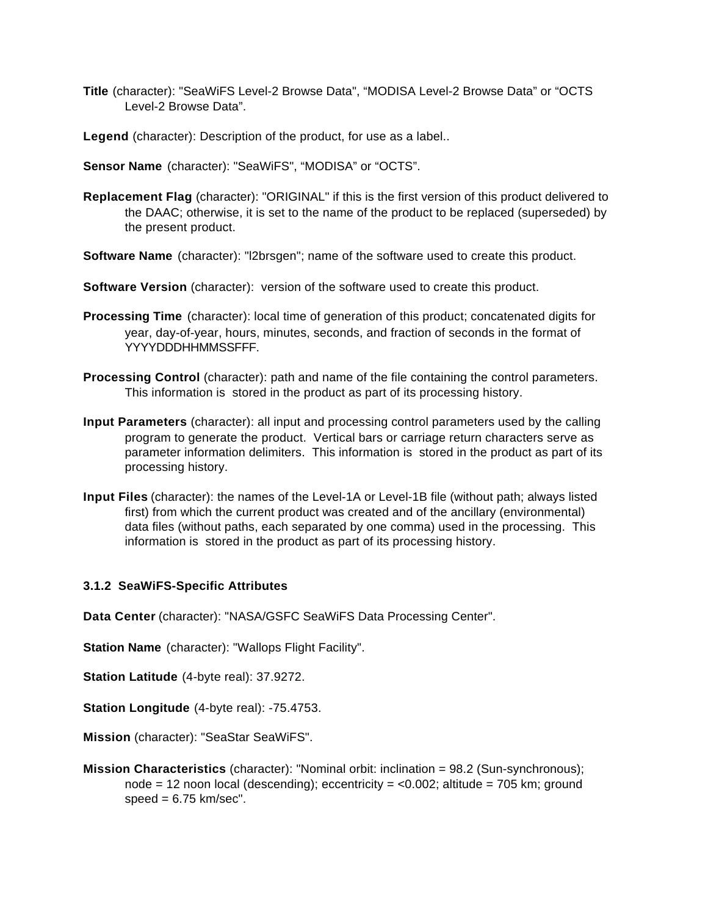**Title** (character): "SeaWiFS Level-2 Browse Data", “MODISA Level-2 Browse Data” or “OCTS Level-2 Browse Data”.

**Legend** (character): Description of the product, for use as a label..

**Sensor Name** (character): "SeaWiFS", “MODISA” or “OCTS”.

**Replacement Flag** (character): "ORIGINAL" if this is the first version of this product delivered to the DAAC; otherwise, it is set to the name of the product to be replaced (superseded) by the present product.

**Software Name** (character): "l2brsgen"; name of the software used to create this product.

**Software Version** (character): version of the software used to create this product.

**Processing Time** (character): local time of generation of this product; concatenated digits for year, day-of-year, hours, minutes, seconds, and fraction of seconds in the format of YYYYDDDHHMMSSFFF.

**Processing Control** (character): path and name of the file containing the control parameters. This information is stored in the product as part of its processing history.

**Input Parameters** (character): all input and processing control parameters used by the calling program to generate the product. Vertical bars or carriage return characters serve as parameter information delimiters. This information is stored in the product as part of its processing history.

**Input Files** (character): the names of the Level-1A or Level-1B file (without path; always listed first) from which the current product was created and of the ancillary (environmental) data files (without paths, each separated by one comma) used in the processing. This information is stored in the product as part of its processing history.

### 3.1.2 SeaWiFS-Specific Attributes

**Data Center** (character): "NASA/GSFC SeaWiFS Data Processing Center".

**Station Name** (character): "Wallops Flight Facility".

**Station Latitude** (4-byte real): 37.9272.

**Station Longitude** (4-byte real): -75.4753.

**Mission** (character): "SeaStar SeaWiFS".

**Mission Characteristics** (character): "Nominal orbit: inclination = 98.2 (Sun-synchronous); node = 12 noon local (descending); eccentricity = <0.002; altitude = 705 km; ground speed = 6.75 km/sec".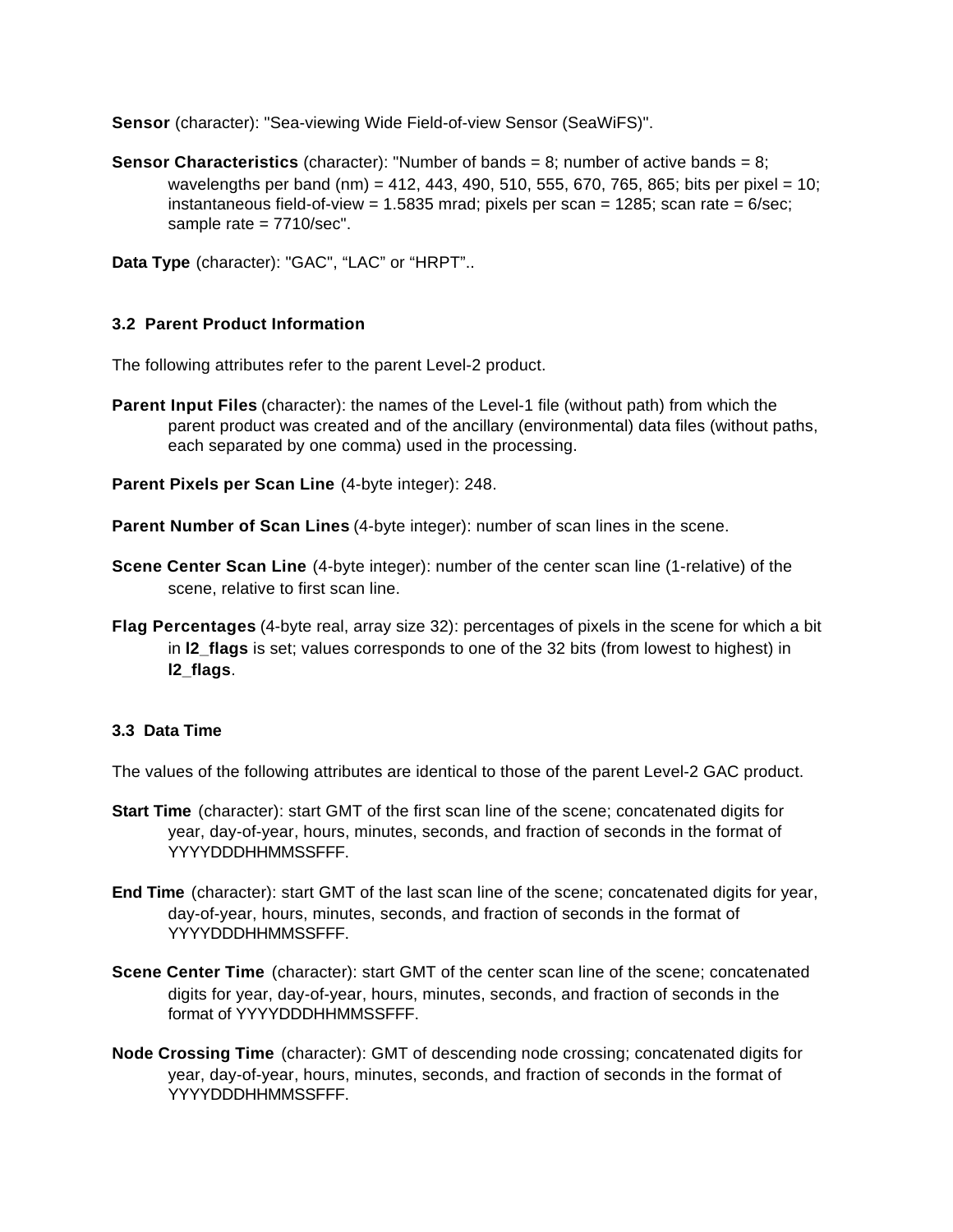**Sensor** (character): "Sea-viewing Wide Field-of-view Sensor (SeaWiFS)".

**Sensor Characteristics** (character): "Number of bands = 8; number of active bands = 8; wavelengths per band (nm) = 412, 443, 490, 510, 555, 670, 765, 865; bits per pixel = 10; instantaneous field-of-view = 1.5835 mrad; pixels per scan = 1285; scan rate = 6/sec; sample rate = 7710/sec".

**Data Type** (character): "GAC", “LAC” or “HRPT”..

### 3.2 Parent Product Information

The following attributes refer to the parent Level-2 product.

**Parent Input Files** (character): the names of the Level-1 file (without path) from which the parent product was created and of the ancillary (environmental) data files (without paths, each separated by one comma) used in the processing.

**Parent Pixels per Scan Line** (4-byte integer): 248.

**Parent Number of Scan Lines** (4-byte integer): number of scan lines in the scene.

**Scene Center Scan Line** (4-byte integer): number of the center scan line (1-relative) of the scene, relative to first scan line.

**Flag Percentages** (4-byte real, array size 32): percentages of pixels in the scene for which a bit in **l2_flags** is set; values corresponds to one of the 32 bits (from lowest to highest) in **l2_flags**.

### 3.3 Data Time

The values of the following attributes are identical to those of the parent Level-2 GAC product.

**Start Time** (character): start GMT of the first scan line of the scene; concatenated digits for year, day-of-year, hours, minutes, seconds, and fraction of seconds in the format of YYYYDDDHHMMSSFFF.

**End Time** (character): start GMT of the last scan line of the scene; concatenated digits for year, day-of-year, hours, minutes, seconds, and fraction of seconds in the format of YYYYDDDHHMMSSFFF.

**Scene Center Time** (character): start GMT of the center scan line of the scene; concatenated digits for year, day-of-year, hours, minutes, seconds, and fraction of seconds in the format of YYYYDDDHHMMSSFFF.

**Node Crossing Time** (character): GMT of descending node crossing; concatenated digits for year, day-of-year, hours, minutes, seconds, and fraction of seconds in the format of YYYYDDDHHMMSSFFF.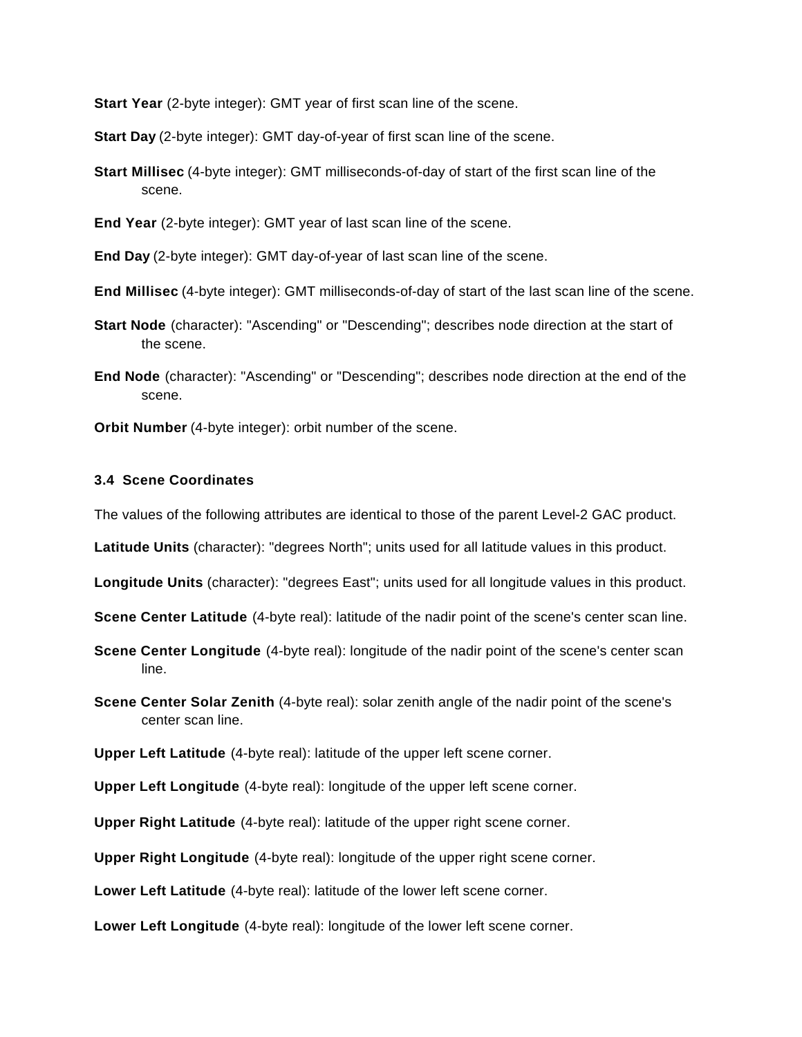**Start Year** (2-byte integer): GMT year of first scan line of the scene.

**Start Day** (2-byte integer): GMT day-of-year of first scan line of the scene.

**Start Millisec** (4-byte integer): GMT milliseconds-of-day of start of the first scan line of the scene.

**End Year** (2-byte integer): GMT year of last scan line of the scene.

**End Day** (2-byte integer): GMT day-of-year of last scan line of the scene.

**End Millisec** (4-byte integer): GMT milliseconds-of-day of start of the last scan line of the scene.

**Start Node** (character): "Ascending" or "Descending"; describes node direction at the start of the scene.

**End Node** (character): "Ascending" or "Descending"; describes node direction at the end of the scene.

**Orbit Number** (4-byte integer): orbit number of the scene.

### 3.4 Scene Coordinates

The values of the following attributes are identical to those of the parent Level-2 GAC product.

**Latitude Units** (character): "degrees North"; units used for all latitude values in this product.

**Longitude Units** (character): "degrees East"; units used for all longitude values in this product.

**Scene Center Latitude** (4-byte real): latitude of the nadir point of the scene's center scan line.

**Scene Center Longitude** (4-byte real): longitude of the nadir point of the scene's center scan line.

**Scene Center Solar Zenith** (4-byte real): solar zenith angle of the nadir point of the scene's center scan line.

**Upper Left Latitude** (4-byte real): latitude of the upper left scene corner.

**Upper Left Longitude** (4-byte real): longitude of the upper left scene corner.

**Upper Right Latitude** (4-byte real): latitude of the upper right scene corner.

**Upper Right Longitude** (4-byte real): longitude of the upper right scene corner.

**Lower Left Latitude** (4-byte real): latitude of the lower left scene corner.

**Lower Left Longitude** (4-byte real): longitude of the lower left scene corner.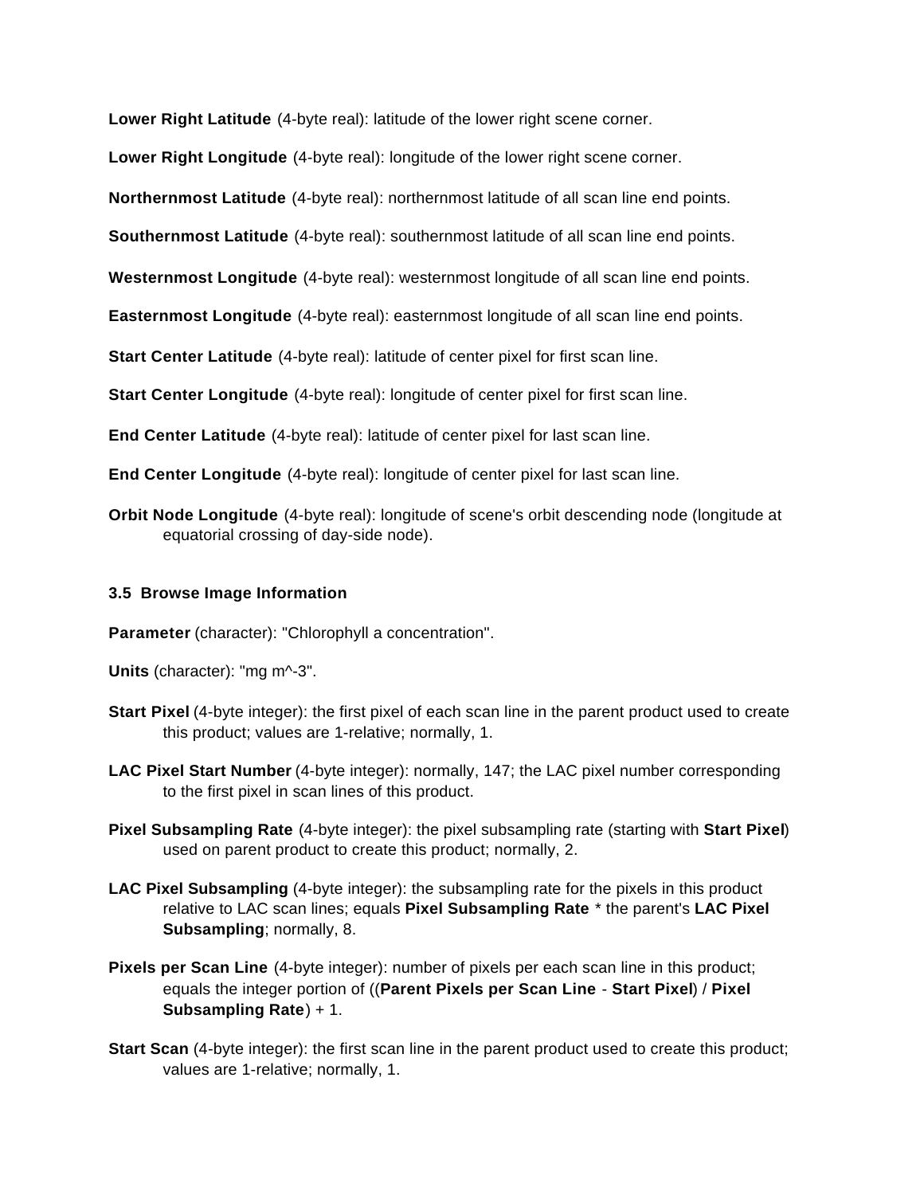**Lower Right Latitude** (4-byte real): latitude of the lower right scene corner.

**Lower Right Longitude** (4-byte real): longitude of the lower right scene corner.

**Northernmost Latitude** (4-byte real): northernmost latitude of all scan line end points.

**Southernmost Latitude** (4-byte real): southernmost latitude of all scan line end points.

**Westernmost Longitude** (4-byte real): westernmost longitude of all scan line end points.

**Easternmost Longitude** (4-byte real): easternmost longitude of all scan line end points.

**Start Center Latitude** (4-byte real): latitude of center pixel for first scan line.

**Start Center Longitude** (4-byte real): longitude of center pixel for first scan line.

**End Center Latitude** (4-byte real): latitude of center pixel for last scan line.

**End Center Longitude** (4-byte real): longitude of center pixel for last scan line.

**Orbit Node Longitude** (4-byte real): longitude of scene's orbit descending node (longitude at equatorial crossing of day-side node).

### 3.5 Browse Image Information

**Parameter** (character): "Chlorophyll a concentration".

**Units** (character): "mg m^-3".

**Start Pixel** (4-byte integer): the first pixel of each scan line in the parent product used to create this product; values are 1-relative; normally, 1.

**LAC Pixel Start Number** (4-byte integer): normally, 147; the LAC pixel number corresponding to the first pixel in scan lines of this product.

**Pixel Subsampling Rate** (4-byte integer): the pixel subsampling rate (starting with **Start Pixel**) used on parent product to create this product; normally, 2.

**LAC Pixel Subsampling** (4-byte integer): the subsampling rate for the pixels in this product relative to LAC scan lines; equals **Pixel Subsampling Rate** * the parent's **LAC Pixel Subsampling**; normally, 8.

**Pixels per Scan Line** (4-byte integer): number of pixels per each scan line in this product; equals the integer portion of ((**Parent Pixels per Scan Line** - **Start Pixel**) / **Pixel Subsampling Rate**) + 1.

**Start Scan** (4-byte integer): the first scan line in the parent product used to create this product; values are 1-relative; normally, 1.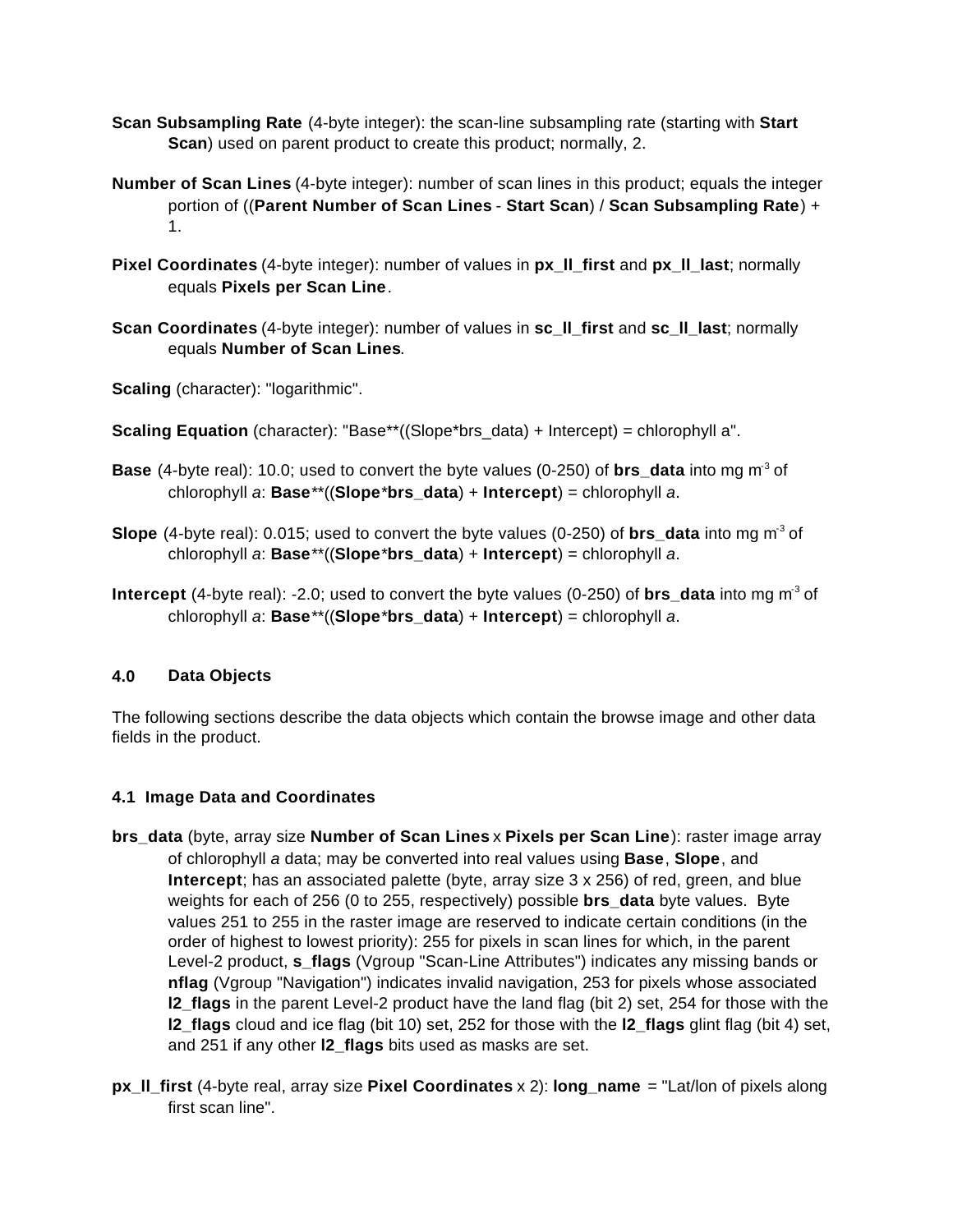**Scan Subsampling Rate** (4-byte integer): the scan-line subsampling rate (starting with **Start Scan**) used on parent product to create this product; normally, 2.

**Number of Scan Lines** (4-byte integer): number of scan lines in this product; equals the integer portion of ((**Parent Number of Scan Lines** - **Start Scan**) / **Scan Subsampling Rate**) + 1.

**Pixel Coordinates** (4-byte integer): number of values in **px_ll_first** and **px_ll_last**; normally equals **Pixels per Scan Line**.

**Scan Coordinates** (4-byte integer): number of values in **sc_ll_first** and **sc_ll_last**; normally equals **Number of Scan Lines**.

**Scaling** (character): "logarithmic".

**Scaling Equation** (character): "Base**((Slope*brs_data) + Intercept) = chlorophyll a".

**Base** (4-byte real): 10.0; used to convert the byte values (0-250) of **brs_data** into mg $m^{-3}$ of chlorophyll *a*: **Base**\*\*((**Slope**\***brs_data**) + **Intercept**) = chlorophyll *a*.

**Slope** (4-byte real): 0.015; used to convert the byte values (0-250) of **brs_data** into mg $m^{-3}$ of chlorophyll *a*: **Base**\*\*((**Slope**\***brs_data**) + **Intercept**) = chlorophyll *a*.

**Intercept** (4-byte real): -2.0; used to convert the byte values (0-250) of **brs_data** into mg $m^{-3}$ of chlorophyll *a*: **Base**\*\*((**Slope**\***brs_data**) + **Intercept**) = chlorophyll *a*.

## 4.0 Data Objects

The following sections describe the data objects which contain the browse image and other data fields in the product.

### 4.1 Image Data and Coordinates

**brs_data** (byte, array size **Number of Scan Lines** x **Pixels per Scan Line**): raster image array of chlorophyll *a* data; may be converted into real values using **Base**, **Slope**, and **Intercept**; has an associated palette (byte, array size 3 x 256) of red, green, and blue weights for each of 256 (0 to 255, respectively) possible **brs_data** byte values. Byte values 251 to 255 in the raster image are reserved to indicate certain conditions (in the order of highest to lowest priority): 255 for pixels in scan lines for which, in the parent Level-2 product, **s_flags** (Vgroup "Scan-Line Attributes") indicates any missing bands or **nflag** (Vgroup "Navigation") indicates invalid navigation, 253 for pixels whose associated **l2_flags** in the parent Level-2 product have the land flag (bit 2) set, 254 for those with the **l2_flags** cloud and ice flag (bit 10) set, 252 for those with the **l2_flags** glint flag (bit 4) set, and 251 if any other **l2_flags** bits used as masks are set.

**px_ll_first** (4-byte real, array size **Pixel Coordinates** x 2): **long_name** = "Lat/lon of pixels along first scan line".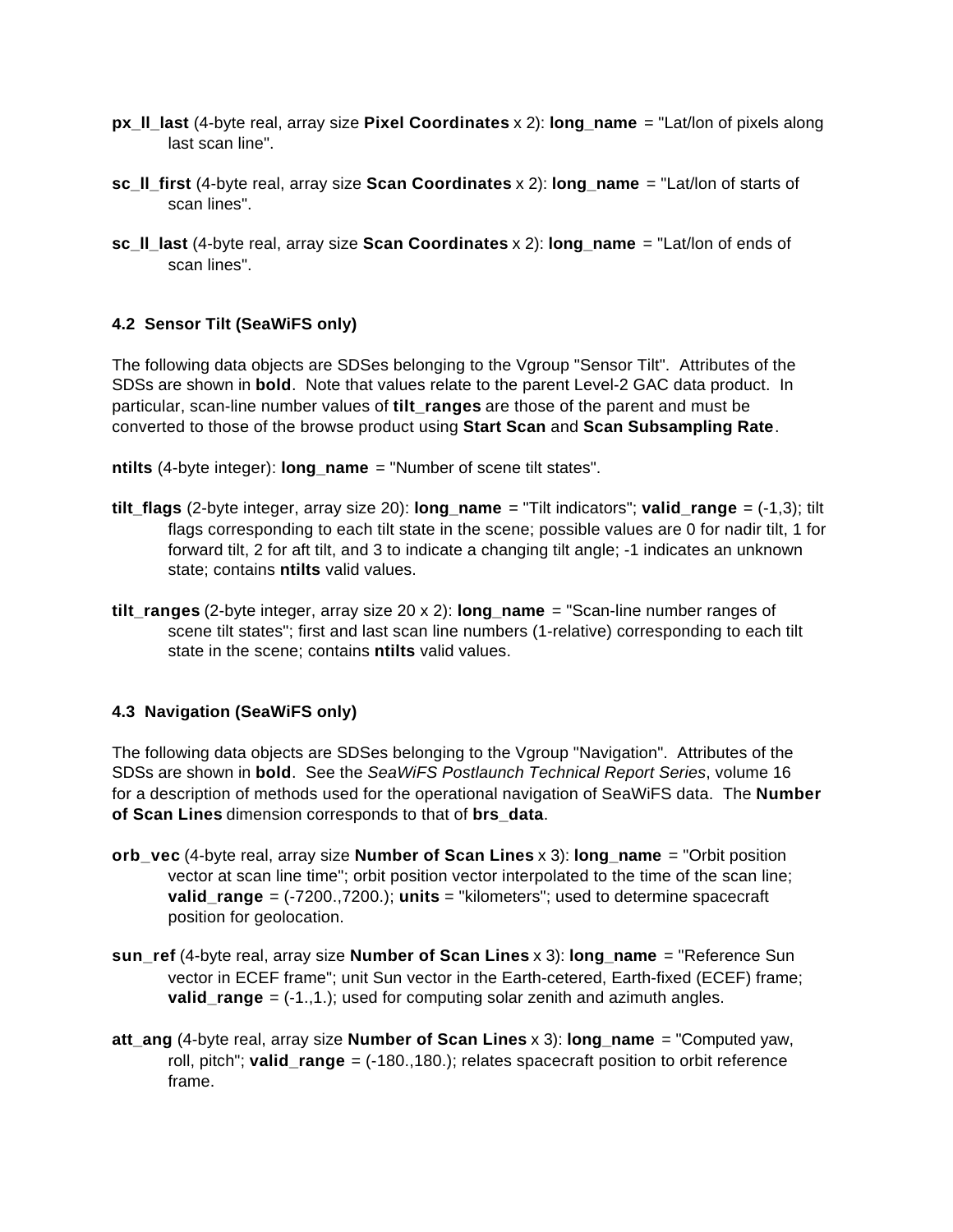**px_ll_last** (4-byte real, array size **Pixel Coordinates** x 2): **long_name** = "Lat/lon of pixels along last scan line".

**sc_ll_first** (4-byte real, array size **Scan Coordinates** x 2): **long_name** = "Lat/lon of starts of scan lines".

**sc_ll_last** (4-byte real, array size **Scan Coordinates** x 2): **long_name** = "Lat/lon of ends of scan lines".

### 4.2 Sensor Tilt (SeaWiFS only)

The following data objects are SDSes belonging to the Vgroup "Sensor Tilt". Attributes of the SDSs are shown in **bold**. Note that values relate to the parent Level-2 GAC data product. In particular, scan-line number values of **tilt_ranges** are those of the parent and must be converted to those of the browse product using **Start Scan** and **Scan Subsampling Rate**.

**ntilts** (4-byte integer): **long_name** = "Number of scene tilt states".

**tilt_flags** (2-byte integer, array size 20): **long_name** = "Tilt indicators"; **valid_range** = (-1,3); tilt flags corresponding to each tilt state in the scene; possible values are 0 for nadir tilt, 1 for forward tilt, 2 for aft tilt, and 3 to indicate a changing tilt angle; -1 indicates an unknown state; contains **ntilts** valid values.

**tilt_ranges** (2-byte integer, array size 20 x 2): **long_name** = "Scan-line number ranges of scene tilt states"; first and last scan line numbers (1-relative) corresponding to each tilt state in the scene; contains **ntilts** valid values.

### 4.3 Navigation (SeaWiFS only)

The following data objects are SDSes belonging to the Vgroup "Navigation". Attributes of the SDSs are shown in **bold**. See the *SeaWiFS Postlaunch Technical Report Series*, volume 16 for a description of methods used for the operational navigation of SeaWiFS data. The **Number of Scan Lines** dimension corresponds to that of **brs_data**.

**orb_vec** (4-byte real, array size **Number of Scan Lines** x 3): **long_name** = "Orbit position vector at scan line time"; orbit position vector interpolated to the time of the scan line; **valid_range** = (-7200.,7200.); **units** = "kilometers"; used to determine spacecraft position for geolocation.

**sun_ref** (4-byte real, array size **Number of Scan Lines** x 3): **long_name** = "Reference Sun vector in ECEF frame"; unit Sun vector in the Earth-cetered, Earth-fixed (ECEF) frame; **valid_range** = (-1.,1.); used for computing solar zenith and azimuth angles.

**att_ang** (4-byte real, array size **Number of Scan Lines** x 3): **long_name** = "Computed yaw, roll, pitch"; **valid_range** = (-180.,180.); relates spacecraft position to orbit reference frame.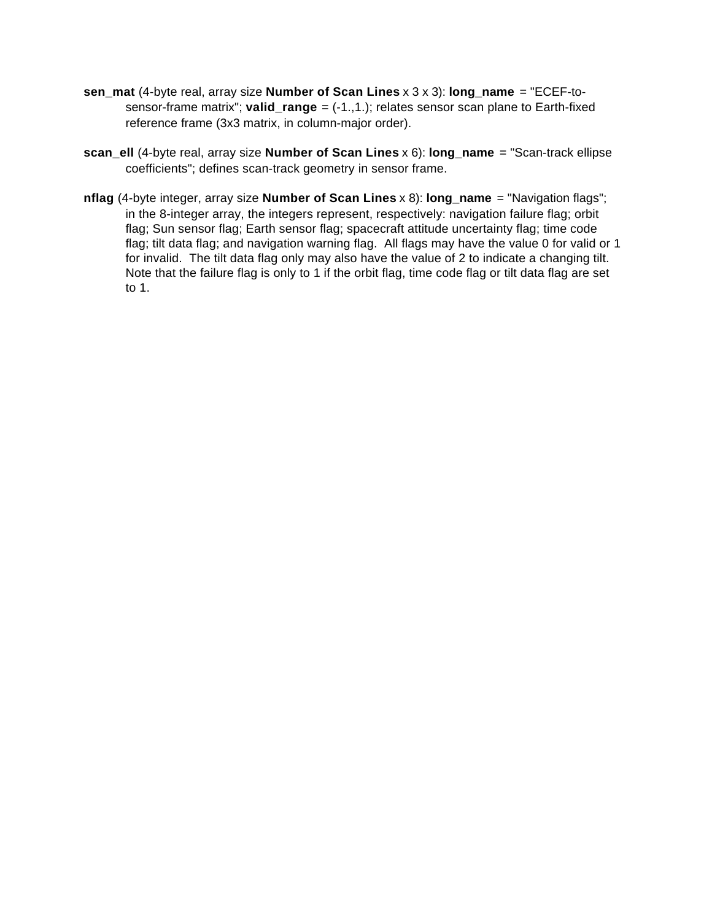**sen_mat** (4-byte real, array size **Number of Scan Lines** x 3 x 3): **long_name** = "ECEF-to-sensor-frame matrix"; **valid_range** = (-1.,1.); relates sensor scan plane to Earth-fixed reference frame (3x3 matrix, in column-major order).

**scan_ell** (4-byte real, array size **Number of Scan Lines** x 6): **long_name** = "Scan-track ellipse coefficients"; defines scan-track geometry in sensor frame.

**nflag** (4-byte integer, array size **Number of Scan Lines** x 8): **long_name** = "Navigation flags"; in the 8-integer array, the integers represent, respectively: navigation failure flag; orbit flag; Sun sensor flag; Earth sensor flag; spacecraft attitude uncertainty flag; time code flag; tilt data flag; and navigation warning flag. All flags may have the value 0 for valid or 1 for invalid. The tilt data flag only may also have the value of 2 to indicate a changing tilt. Note that the failure flag is only to 1 if the orbit flag, time code flag or tilt data flag are set to 1.